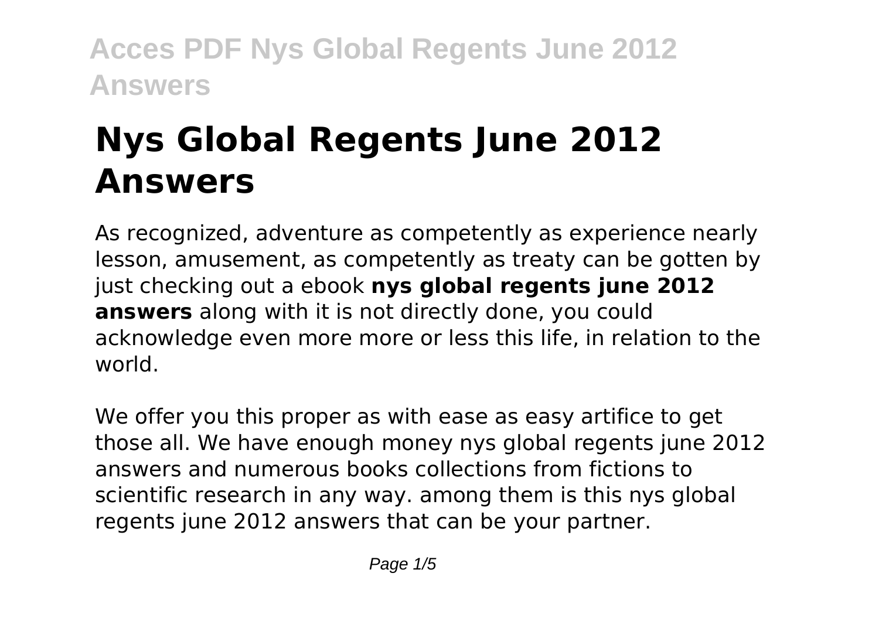# Nys Global Regents June 2012 Answers

As recognized, adventure as competently as experience nearly lesson, amusement, as competently as treaty can be gotten by just checking out a ebook **nys global regents june 2012 answers** along with it is not directly done, you could acknowledge even more more or less this life, in relation to the world.

We offer you this proper as with ease as easy artifice to get those all. We have enough money nys global regents june 2012 answers and numerous books collections from fictions to scientific research in any way. among them is this nys global regents june 2012 answers that can be your partner.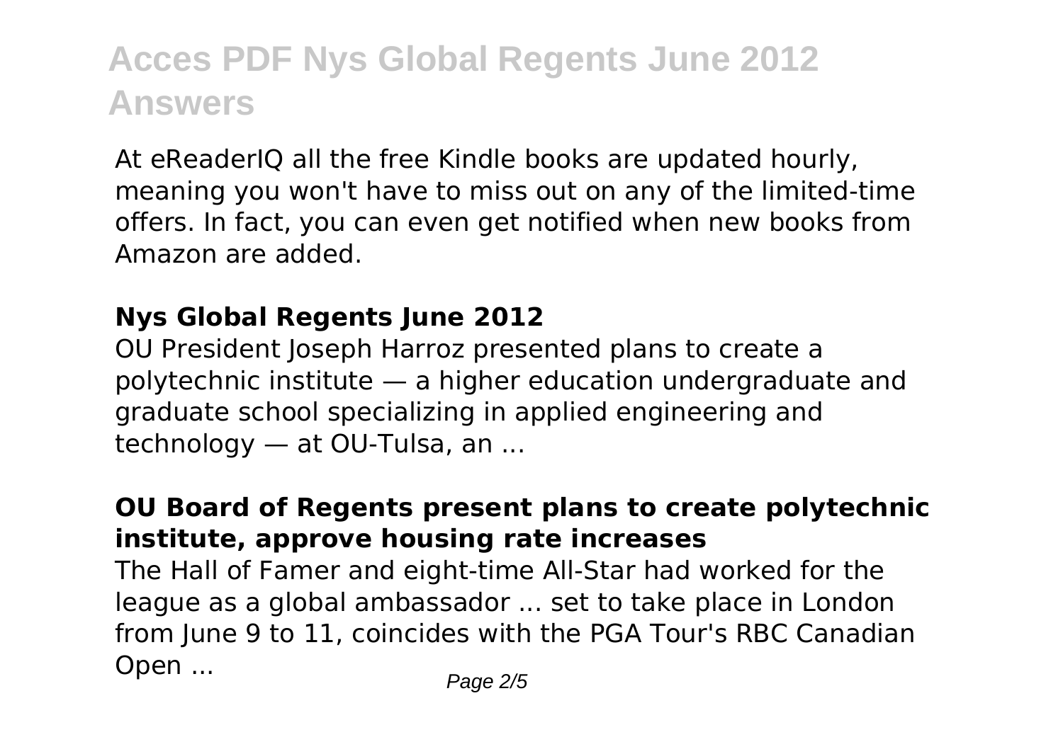# Acces PDF Nys Global Regents June 2012 Answers

At eReaderIQ all the free Kindle books are updated hourly, meaning you won't have to miss out on any of the limited-time offers. In fact, you can even get notified when new books from Amazon are added.

### Nys Global Regents June 2012

OU President Joseph Harroz presented plans to create a polytechnic institute — a higher education undergraduate and graduate school specializing in applied engineering and technology — at OU-Tulsa, an ...

### OU Board of Regents present plans to create polytechnic institute, approve housing rate increases

The Hall of Famer and eight-time All-Star had worked for the league as a global ambassador ... set to take place in London from June 9 to 11, coincides with the PGA Tour's RBC Canadian Open ...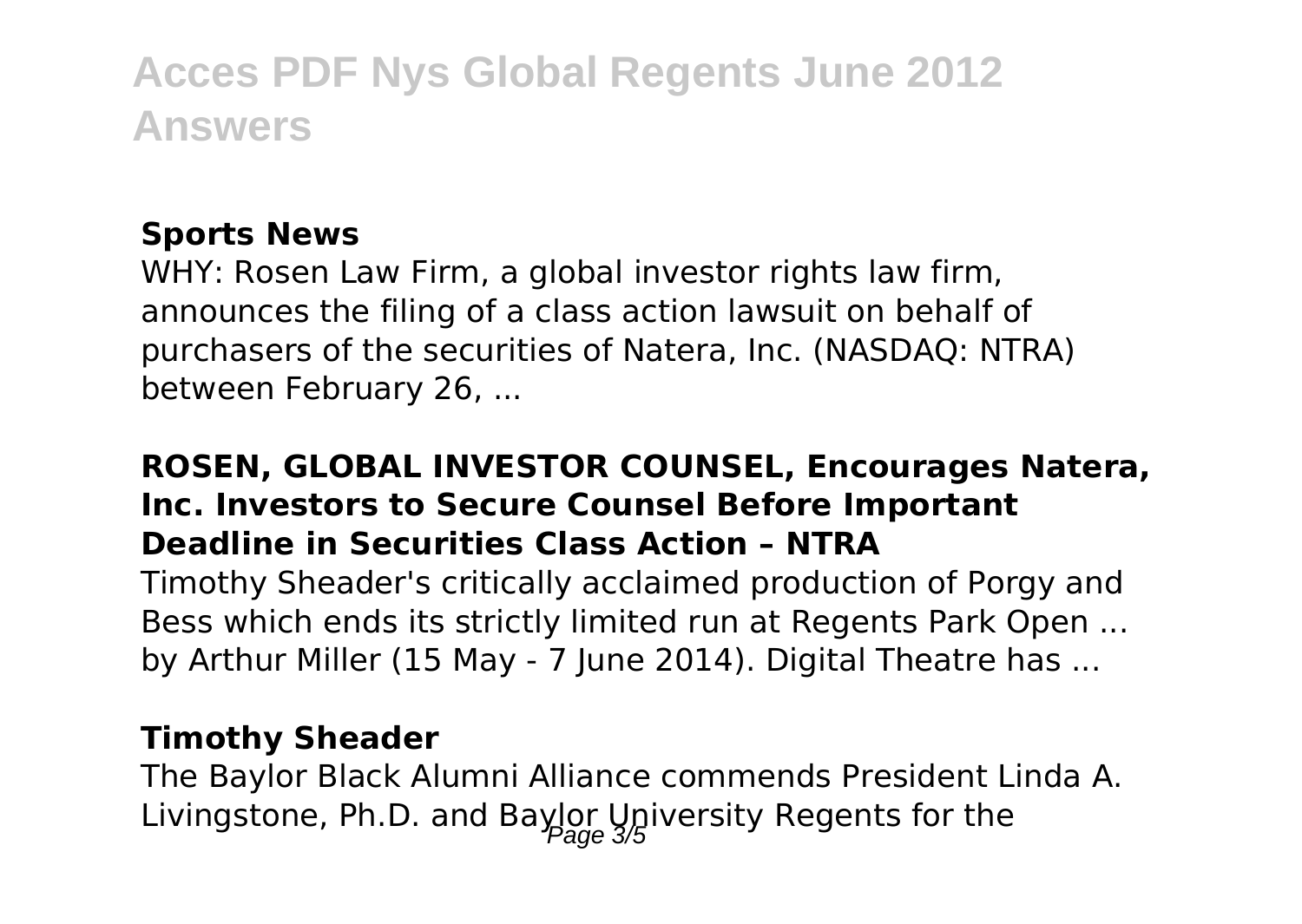### Sports News

WHY: Rosen Law Firm, a global investor rights law firm, announces the filing of a class action lawsuit on behalf of purchasers of the securities of Natera, Inc. (NASDAQ: NTRA) between February 26, ...

### ROSEN, GLOBAL INVESTOR COUNSEL, Encourages Natera, Inc. Investors to Secure Counsel Before Important Deadline in Securities Class Action – NTRA

Timothy Sheader's critically acclaimed production of Porgy and Bess which ends its strictly limited run at Regents Park Open ... by Arthur Miller (15 May - 7 June 2014). Digital Theatre has ...

### Timothy Sheader

The Baylor Black Alumni Alliance commends President Linda A. Livingstone, Ph.D. and Baylor University Regents for the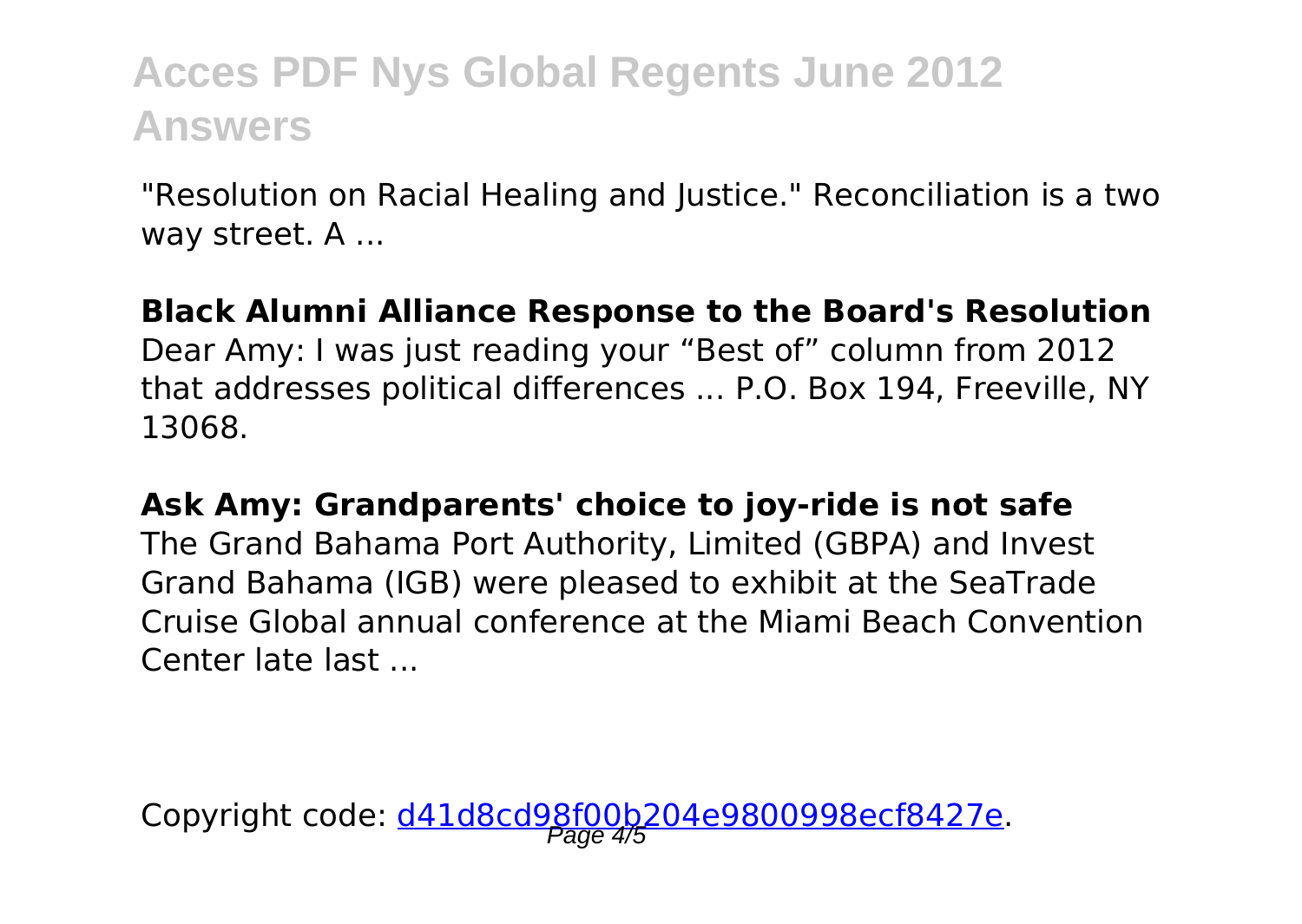"Resolution on Racial Healing and Justice." Reconciliation is a two way street. A ...

**Black Alumni Alliance Response to the Board's Resolution**
Dear Amy: I was just reading your "Best of" column from 2012 that addresses political differences ... P.O. Box 194, Freeville, NY 13068.

**Ask Amy: Grandparents' choice to joy-ride is not safe**
The Grand Bahama Port Authority, Limited (GBPA) and Invest Grand Bahama (IGB) were pleased to exhibit at the SeaTrade Cruise Global annual conference at the Miami Beach Convention Center late last ...

Copyright code: d41d8cd98f00b204e9800998ecf8427e.